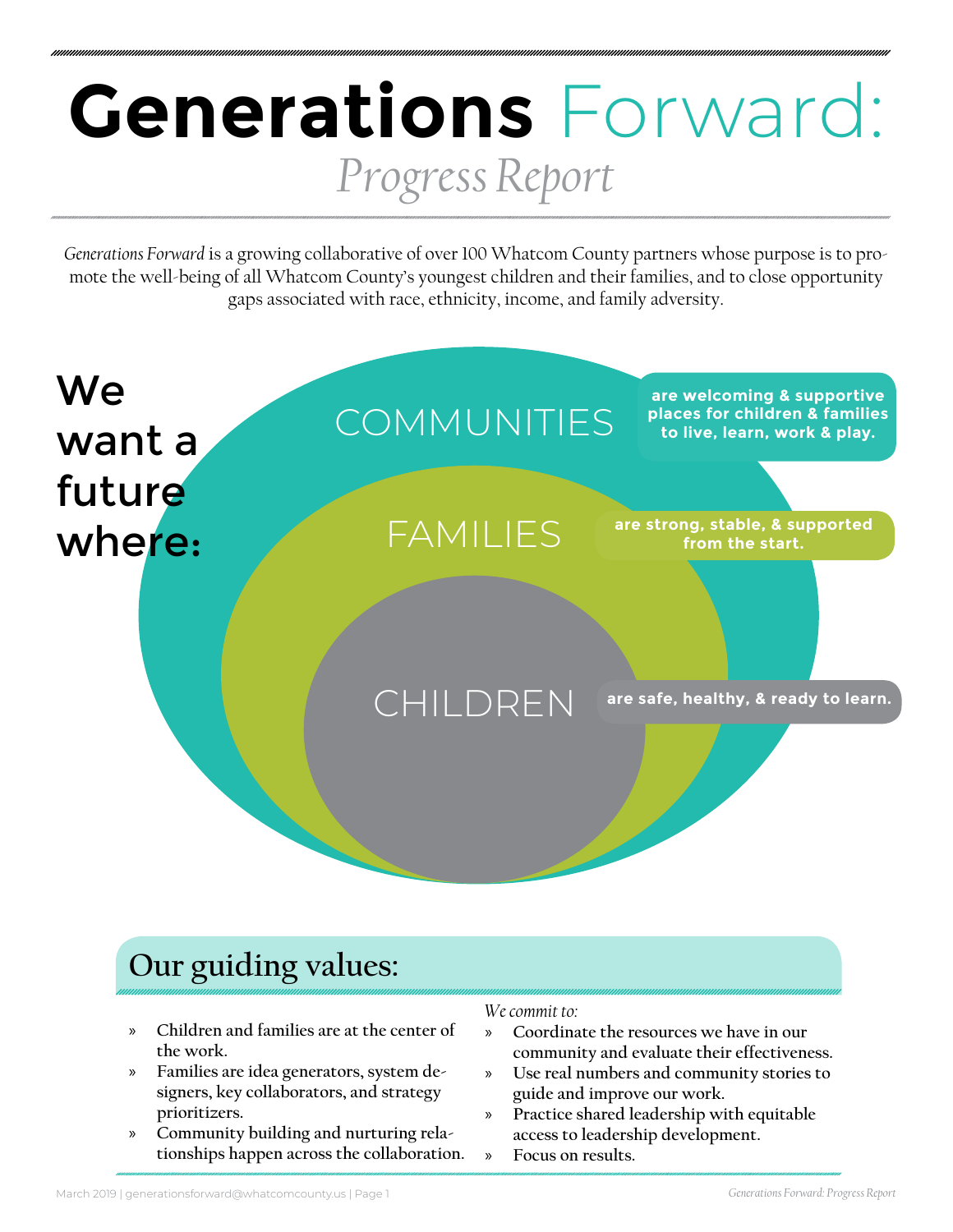# Generations Forward:

## *Progress Report*

*Generations Forward* is a growing collaborative of over 100 Whatcom County partners whose purpose is to promote the well-being of all Whatcom County's youngest children and their families, and to close opportunity gaps associated with race, ethnicity, income, and family adversity.

We want a future where:

**COMMUNITIES** are welcoming & supportive places for children & families to live, learn, work & play.

**FAMILIES** are strong, stable, & supported from the start.

**CHILDREN** are safe, healthy, & ready to learn.

## Our guiding values:

- Children and families are at the center of the work.
- Families are idea generators, system designers, key collaborators, and strategy prioritizers.
- Community building and nurturing relationships happen across the collaboration.

*We commit to:*

- Coordinate the resources we have in our community and evaluate their effectiveness.
- Use real numbers and community stories to guide and improve our work.
- Practice shared leadership with equitable access to leadership development.
- Focus on results.

March 2019 | generationsforward@whatcomcounty.us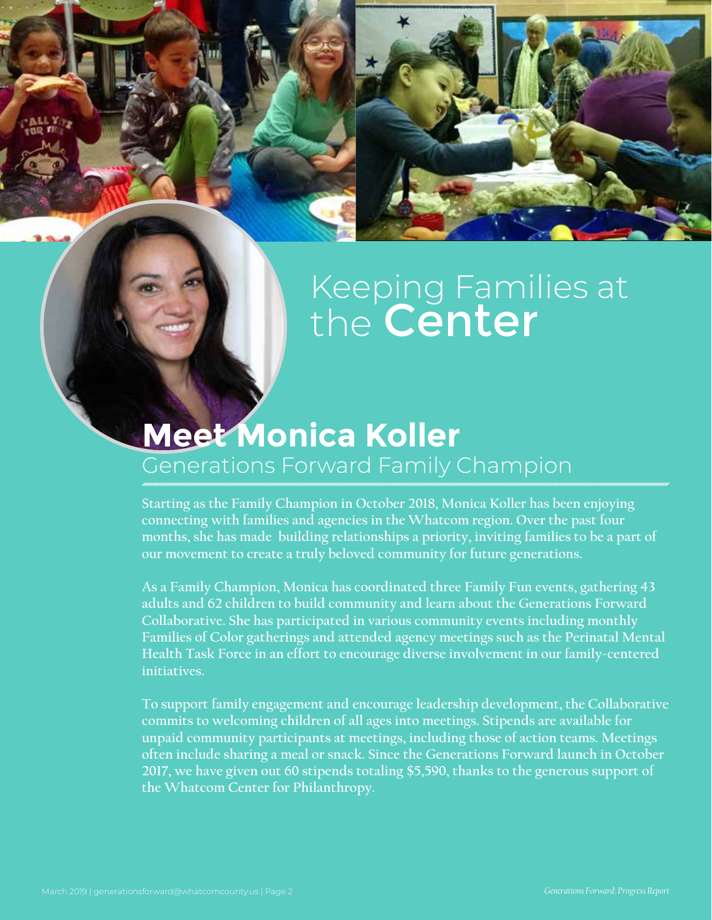# Keeping Families at the Center

## Meet Monica Koller

### Generations Forward Family Champion

Starting as the Family Champion in October 2018, Monica Koller has been enjoying connecting with families and agencies in the Whatcom region. Over the past four months, she has made building relationships a priority, inviting families to be a part of our movement to create a truly beloved community for future generations.

As a Family Champion, Monica has coordinated three Family Fun events, gathering 43 adults and 62 children to build community and learn about the Generations Forward Collaborative. She has participated in various community events including monthly Families of Color gatherings and attended agency meetings such as the Perinatal Mental Health Task Force in an effort to encourage diverse involvement in our family-centered initiatives.

To support family engagement and encourage leadership development, the Collaborative commits to welcoming children of all ages into meetings. Stipends are available for unpaid community participants at meetings, including those of action teams. Meetings often include sharing a meal or snack. Since the Generations Forward launch in October 2017, we have given out 60 stipends totaling $5,590, thanks to the generous support of the Whatcom Center for Philanthropy.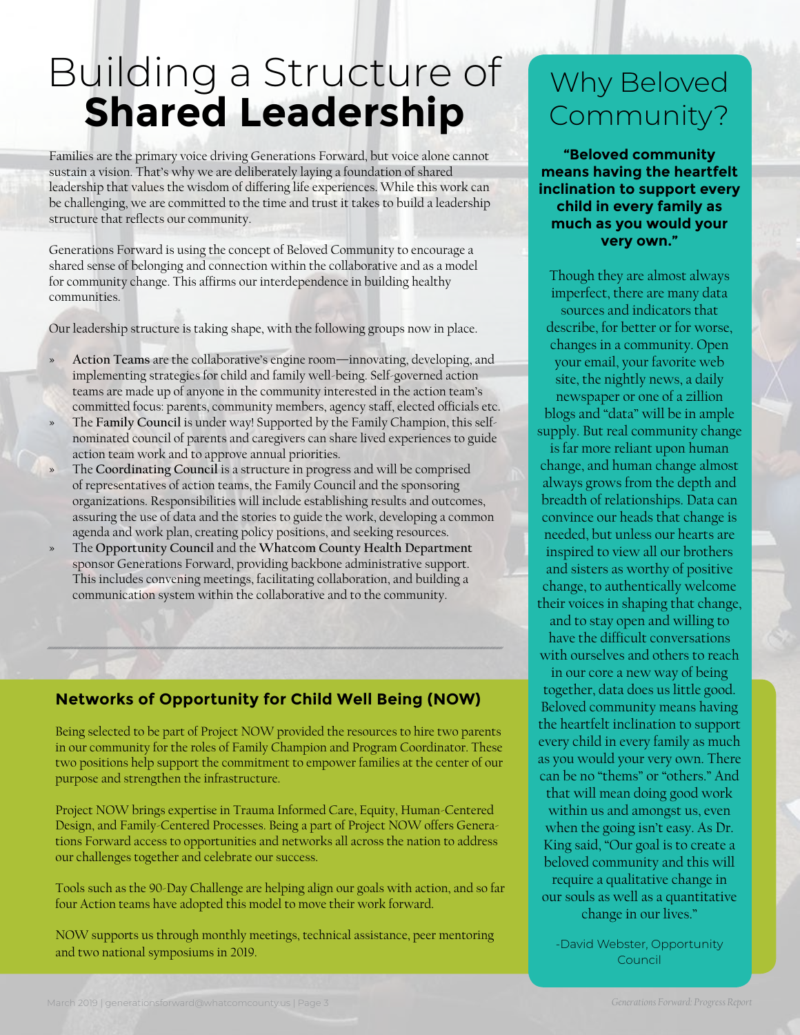# Building a Structure of **Shared Leadership**

Families are the primary voice driving Generations Forward, but voice alone cannot sustain a vision. That's why we are deliberately laying a foundation of shared leadership that values the wisdom of differing life experiences. While this work can be challenging, we are committed to the time and trust it takes to build a leadership structure that reflects our community.

Generations Forward is using the concept of Beloved Community to encourage a shared sense of belonging and connection within the collaborative and as a model for community change. This affirms our interdependence in building healthy communities.

Our leadership structure is taking shape, with the following groups now in place.

- **Action Teams** are the collaborative's engine room—innovating, developing, and implementing strategies for child and family well-being. Self-governed action teams are made up of anyone in the community interested in the action team's committed focus: parents, community members, agency staff, elected officials etc.
- The **Family Council** is under way! Supported by the Family Champion, this self-nominated council of parents and caregivers can share lived experiences to guide action team work and to approve annual priorities.
- The **Coordinating Council** is a structure in progress and will be comprised of representatives of action teams, the Family Council and the sponsoring organizations. Responsibilities will include establishing results and outcomes, assuring the use of data and the stories to guide the work, developing a common agenda and work plan, creating policy positions, and seeking resources.
- The **Opportunity Council** and the **Whatcom County Health Department** sponsor Generations Forward, providing backbone administrative support. This includes convening meetings, facilitating collaboration, and building a communication system within the collaborative and to the community.

---

### Networks of Opportunity for Child Well Being (NOW)

Being selected to be part of Project NOW provided the resources to hire two parents in our community for the roles of Family Champion and Program Coordinator. These two positions help support the commitment to empower families at the center of our purpose and strengthen the infrastructure.

Project NOW brings expertise in Trauma Informed Care, Equity, Human-Centered Design, and Family-Centered Processes. Being a part of Project NOW offers Generations Forward access to opportunities and networks all across the nation to address our challenges together and celebrate our success.

Tools such as the 90-Day Challenge are helping align our goals with action, and so far four Action teams have adopted this model to move their work forward.

NOW supports us through monthly meetings, technical assistance, peer mentoring and two national symposiums in 2019.

## Why Beloved Community?

**"Beloved community means having the heartfelt inclination to support every child in every family as much as you would your very own."**

Though they are almost always imperfect, there are many data sources and indicators that describe, for better or for worse, changes in a community. Open your email, your favorite web site, the nightly news, a daily newspaper or one of a zillion blogs and "data" will be in ample supply. But real community change is far more reliant upon human change, and human change almost always grows from the depth and breadth of relationships. Data can convince our heads that change is needed, but unless our hearts are inspired to view all our brothers and sisters as worthy of positive change, to authentically welcome their voices in shaping that change, and to stay open and willing to have the difficult conversations with ourselves and others to reach in our core a new way of being together, data does us little good. Beloved community means having the heartfelt inclination to support every child in every family as much as you would your very own. There can be no "thems" or "others." And that will mean doing good work within us and amongst us, even when the going isn't easy. As Dr. King said, "Our goal is to create a beloved community and this will require a qualitative change in our souls as well as a quantitative change in our lives."

-David Webster, Opportunity Council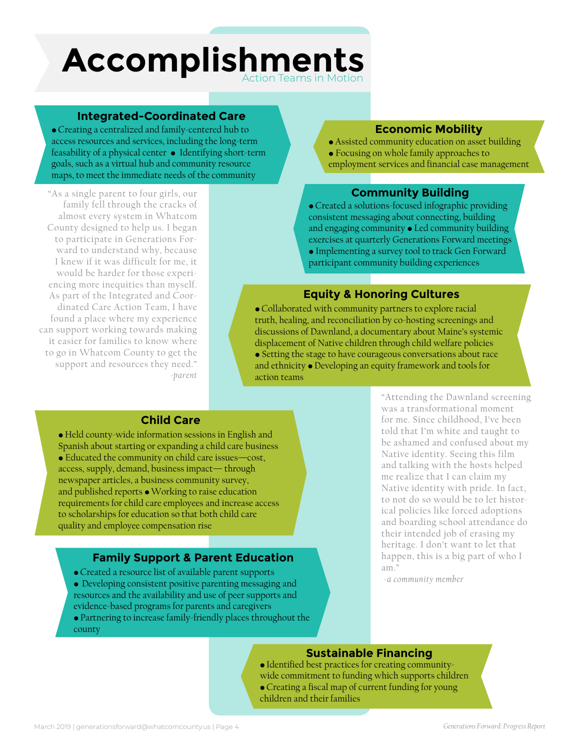# Accomplishments

Action Teams in Motion

## Integrated-Coordinated Care

- Creating a centralized and family-centered hub to access resources and services, including the long-term feasability of a physical center
- Identifying short-term goals, such as a virtual hub and community resource maps, to meet the immediate needs of the community

"As a single parent to four girls, our family fell through the cracks of almost every system in Whatcom County designed to help us. I began to participate in Generations Forward to understand why, because I knew if it was difficult for me, it would be harder for those experiencing more inequities than myself. As part of the Integrated and Coordinated Care Action Team, I have found a place where my experience can support working towards making it easier for families to know where to go in Whatcom County to get the support and resources they need."

*-parent*

## Economic Mobility

- Assisted community education on asset building
- Focusing on whole family approaches to employment services and financial case management

## Community Building

- Created a solutions-focused infographic providing consistent messaging about connecting, building and engaging community
- Led community building exercises at quarterly Generations Forward meetings
- Implementing a survey tool to track Gen Forward participant community building experiences

## Equity & Honoring Cultures

- Collaborated with community partners to explore racial truth, healing, and reconciliation by co-hosting screenings and discussions of Dawnland, a documentary about Maine's systemic displacement of Native children through child welfare policies
- Setting the stage to have courageous conversations about race and ethnicity
- Developing an equity framework and tools for action teams

"Attending the Dawnland screening was a transformational moment for me. Since childhood, I've been told that I'm white and taught to be ashamed and confused about my Native identity. Seeing this film and talking with the hosts helped me realize that I can claim my Native identity with pride. In fact, to not do so would be to let historical policies like forced adoptions and boarding school attendance do their intended job of erasing my heritage. I don't want to let that happen, this is a big part of who I am."

*-a community member*

## Child Care

- Held county-wide information sessions in English and Spanish about starting or expanding a child care business
- Educated the community on child care issues—cost, access, supply, demand, business impact— through newspaper articles, a business community survey, and published reports
- Working to raise education requirements for child care employees and increase access to scholarships for education so that both child care quality and employee compensation rise

## Family Support & Parent Education

- Created a resource list of available parent supports
- Developing consistent positive parenting messaging and resources and the availability and use of peer supports and evidence-based programs for parents and caregivers
- Partnering to increase family-friendly places throughout the county

## Sustainable Financing

- Identified best practices for creating community-wide commitment to funding which supports children
- Creating a fiscal map of current funding for young children and their families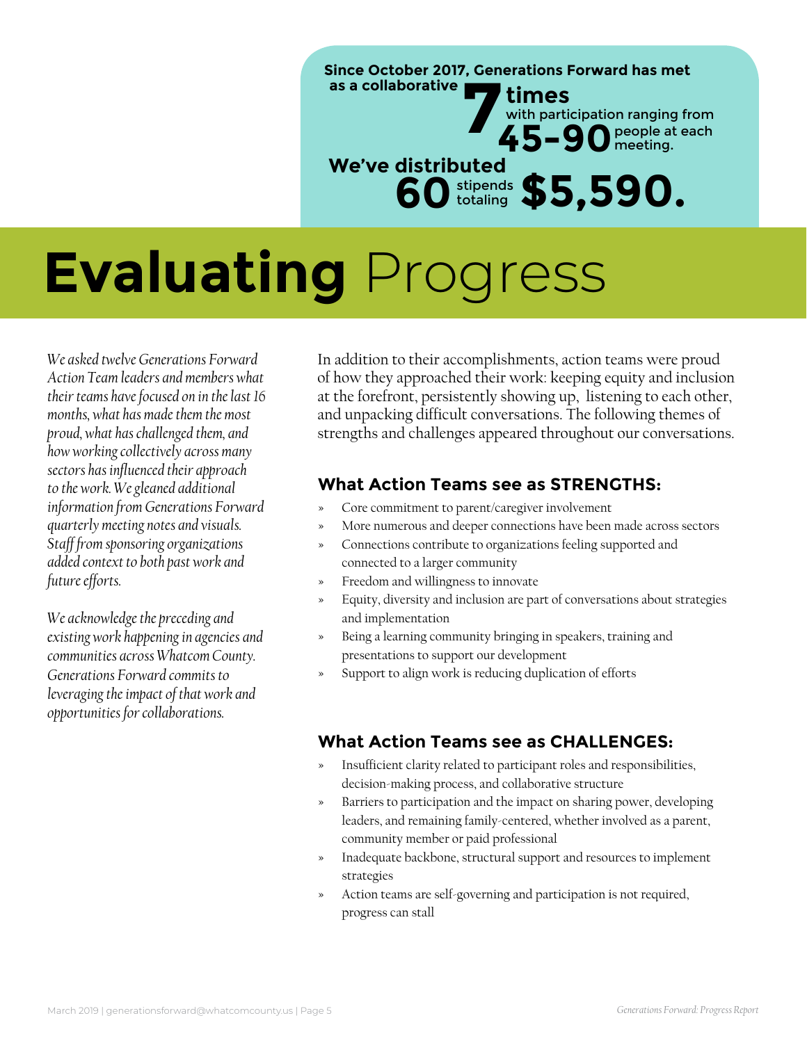Since October 2017, Generations Forward has met as a collaborative **7 times** with participation ranging from **45–90** people at each meeting.

**We've distributed 60** stipends totaling **$5,590.**

# **Evaluating** Progress

*We asked twelve Generations Forward Action Team leaders and members what their teams have focused on in the last 16 months, what has made them the most proud, what has challenged them, and how working collectively across many sectors has influenced their approach to the work. We gleaned additional information from Generations Forward quarterly meeting notes and visuals. Staff from sponsoring organizations added context to both past work and future efforts.*

*We acknowledge the preceding and existing work happening in agencies and communities across Whatcom County. Generations Forward commits to leveraging the impact of that work and opportunities for collaborations.*

In addition to their accomplishments, action teams were proud of how they approached their work: keeping equity and inclusion at the forefront, persistently showing up, listening to each other, and unpacking difficult conversations. The following themes of strengths and challenges appeared throughout our conversations.

## What Action Teams see as STRENGTHS:

- Core commitment to parent/caregiver involvement
- More numerous and deeper connections have been made across sectors
- Connections contribute to organizations feeling supported and connected to a larger community
- Freedom and willingness to innovate
- Equity, diversity and inclusion are part of conversations about strategies and implementation
- Being a learning community bringing in speakers, training and presentations to support our development
- Support to align work is reducing duplication of efforts

## What Action Teams see as CHALLENGES:

- Insufficient clarity related to participant roles and responsibilities, decision-making process, and collaborative structure
- Barriers to participation and the impact on sharing power, developing leaders, and remaining family-centered, whether involved as a parent, community member or paid professional
- Inadequate backbone, structural support and resources to implement strategies
- Action teams are self-governing and participation is not required, progress can stall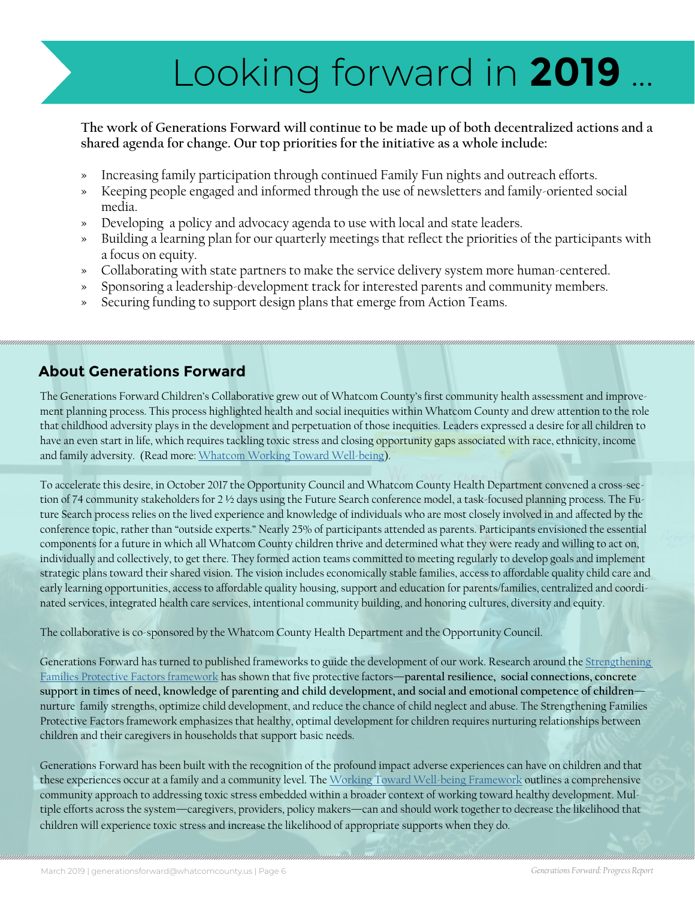# Looking forward in **2019** ...

**The work of Generations Forward will continue to be made up of both decentralized actions and a shared agenda for change. Our top priorities for the initiative as a whole include:**

- Increasing family participation through continued Family Fun nights and outreach efforts.
- Keeping people engaged and informed through the use of newsletters and family-oriented social media.
- Developing a policy and advocacy agenda to use with local and state leaders.
- Building a learning plan for our quarterly meetings that reflect the priorities of the participants with a focus on equity.
- Collaborating with state partners to make the service delivery system more human-centered.
- Sponsoring a leadership-development track for interested parents and community members.
- Securing funding to support design plans that emerge from Action Teams.

## About Generations Forward

The Generations Forward Children's Collaborative grew out of Whatcom County's first community health assessment and improvement planning process. This process highlighted health and social inequities within Whatcom County and drew attention to the role that childhood adversity plays in the development and perpetuation of those inequities. Leaders expressed a desire for all children to have an even start in life, which requires tackling toxic stress and closing opportunity gaps associated with race, ethnicity, income and family adversity. (Read more: Whatcom Working Toward Well-being).

To accelerate this desire, in October 2017 the Opportunity Council and Whatcom County Health Department convened a cross-section of 74 community stakeholders for 2 ½ days using the Future Search conference model, a task-focused planning process. The Future Search process relies on the lived experience and knowledge of individuals who are most closely involved in and affected by the conference topic, rather than "outside experts." Nearly 25% of participants attended as parents. Participants envisioned the essential components for a future in which all Whatcom County children thrive and determined what they were ready and willing to act on, individually and collectively, to get there. They formed action teams committed to meeting regularly to develop goals and implement strategic plans toward their shared vision. The vision includes economically stable families, access to affordable quality child care and early learning opportunities, access to affordable quality housing, support and education for parents/families, centralized and coordinated services, integrated health care services, intentional community building, and honoring cultures, diversity and equity.

The collaborative is co-sponsored by the Whatcom County Health Department and the Opportunity Council.

Generations Forward has turned to published frameworks to guide the development of our work. Research around the Strengthening Families Protective Factors framework has shown that five protective factors—**parental resilience, social connections, concrete support in times of need, knowledge of parenting and child development, and social and emotional competence of children**—nurture family strengths, optimize child development, and reduce the chance of child neglect and abuse. The Strengthening Families Protective Factors framework emphasizes that healthy, optimal development for children requires nurturing relationships between children and their caregivers in households that support basic needs.

Generations Forward has been built with the recognition of the profound impact adverse experiences can have on children and that these experiences occur at a family and a community level. The Working Toward Well-being Framework outlines a comprehensive community approach to addressing toxic stress embedded within a broader context of working toward healthy development. Multiple efforts across the system—caregivers, providers, policy makers—can and should work together to decrease the likelihood that children will experience toxic stress and increase the likelihood of appropriate supports when they do.